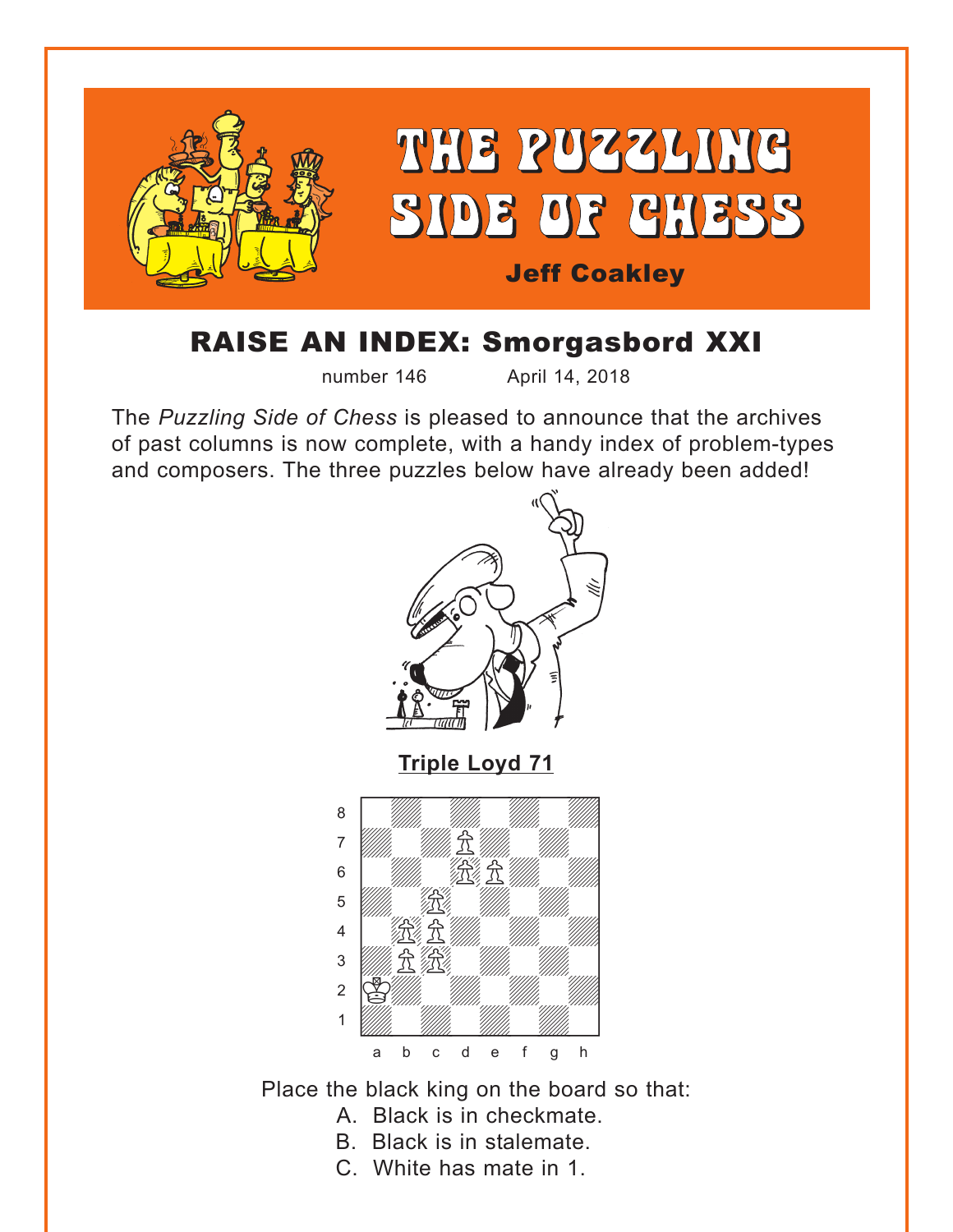# THE PUZZLING SIDE OF CHESS

**Jeff Coakley**

## RAISE AN INDEX: Smorgasbord XXI

number 146 April 14, 2018

The *Puzzling Side of Chess* is pleased to announce that the archives of past columns is now complete, with a handy index of problem-types and composers. The three puzzles below have already been added!

**Triple Loyd 71**

Place the black king on the board so that:

A. Black is in checkmate.
B. Black is in stalemate.
C. White has mate in 1.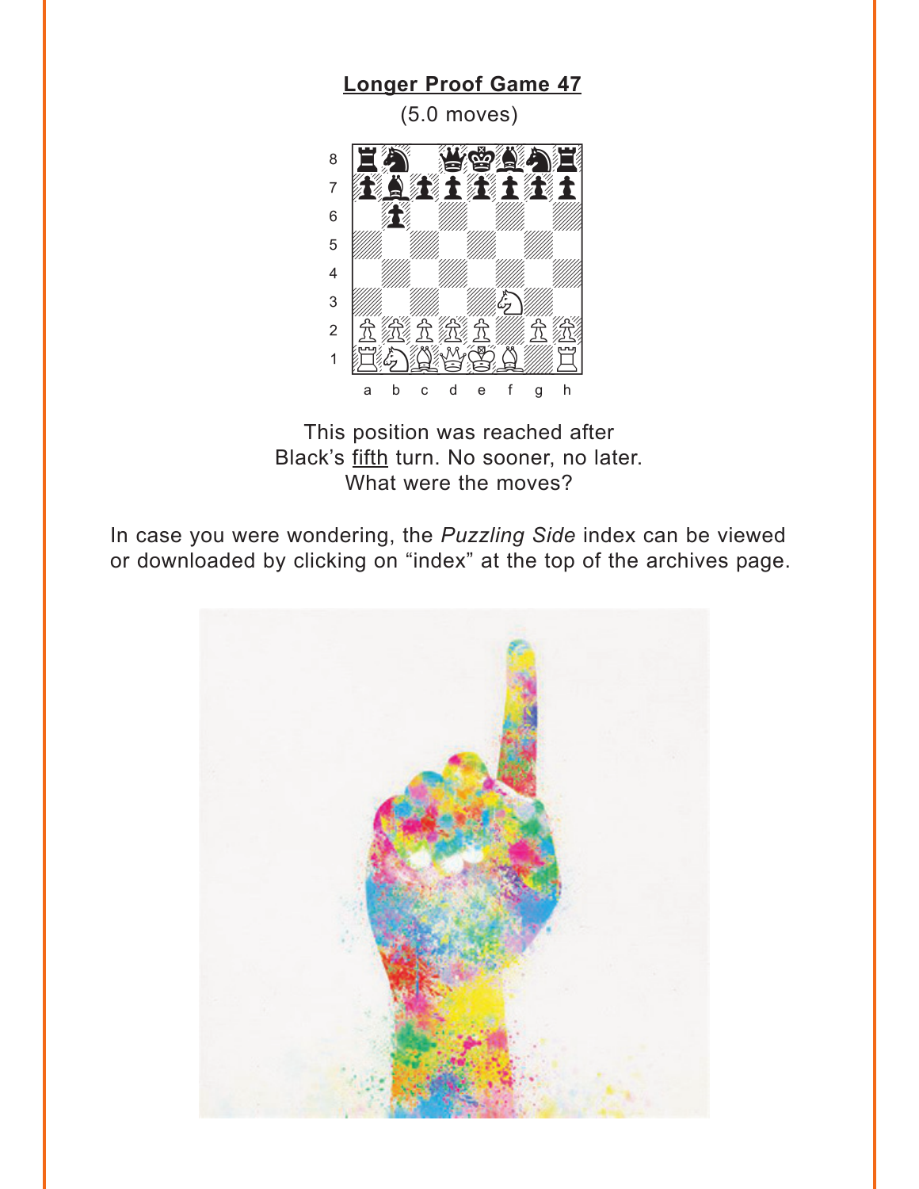## Longer Proof Game 47

(5.0 moves)

This position was reached after Black's fifth turn. No sooner, no later. What were the moves?

In case you were wondering, the *Puzzling Side* index can be viewed or downloaded by clicking on "index" at the top of the archives page.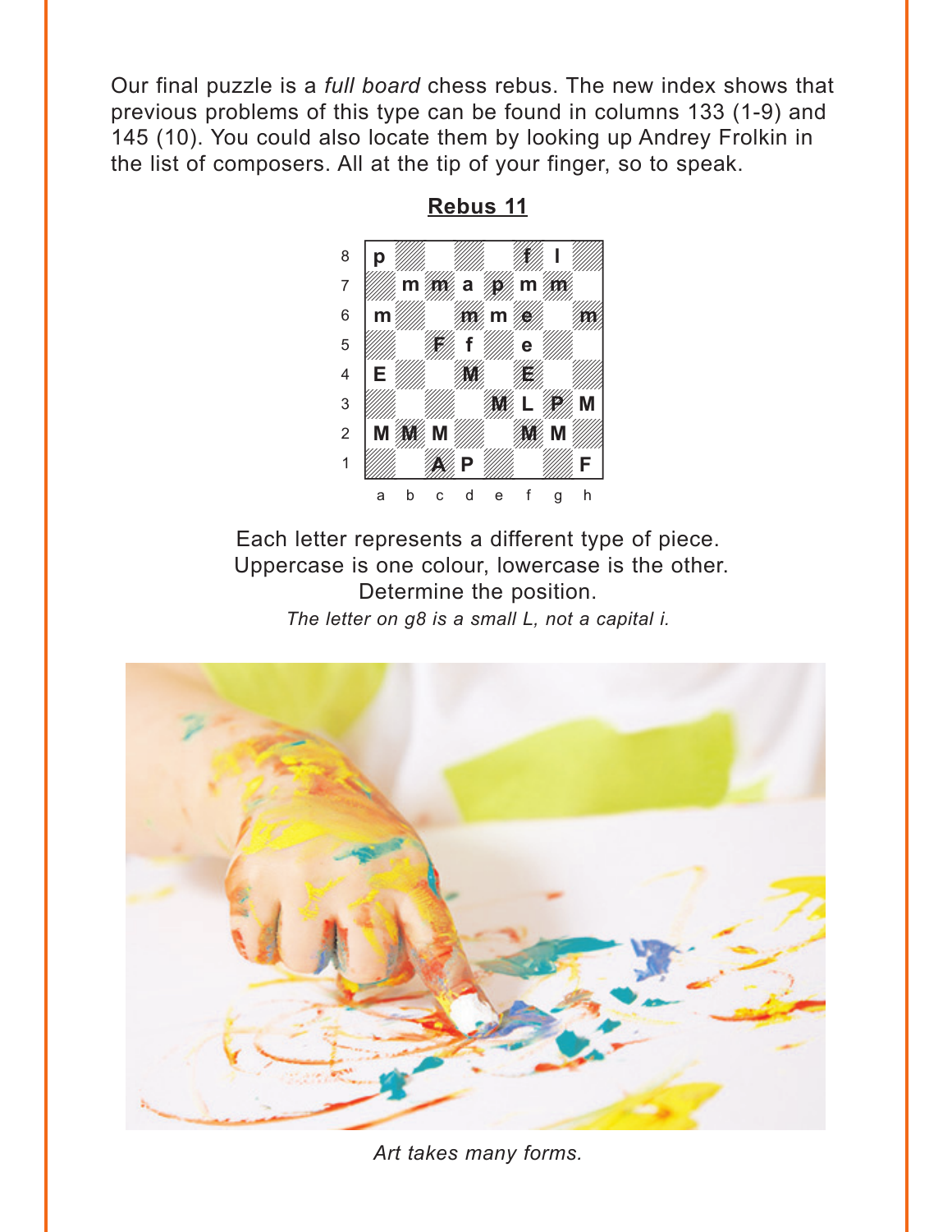Our final puzzle is a *full board* chess rebus. The new index shows that previous problems of this type can be found in columns 133 (1-9) and 145 (10). You could also locate them by looking up Andrey Frolkin in the list of composers. All at the tip of your finger, so to speak.

**Rebus 11**

| | a | b | c | d | e | f | g | h |
|---|---|---|---|---|---|---|---|---|
| 8 | p | | | | | f | l | |
| 7 | | m | m | a | p | m | m | |
| 6 | m | | | m | m | e | | m |
| 5 | | | F | f | | e | | |
| 4 | E | | | M | | E | | |
| 3 | | | | | M | L | P | M |
| 2 | M | M | M | | | M | M | |
| 1 | | | A | P | | | | F |

Each letter represents a different type of piece.
Uppercase is one colour, lowercase is the other.
Determine the position.

*The letter on g8 is a small L, not a capital i.*

*Art takes many forms.*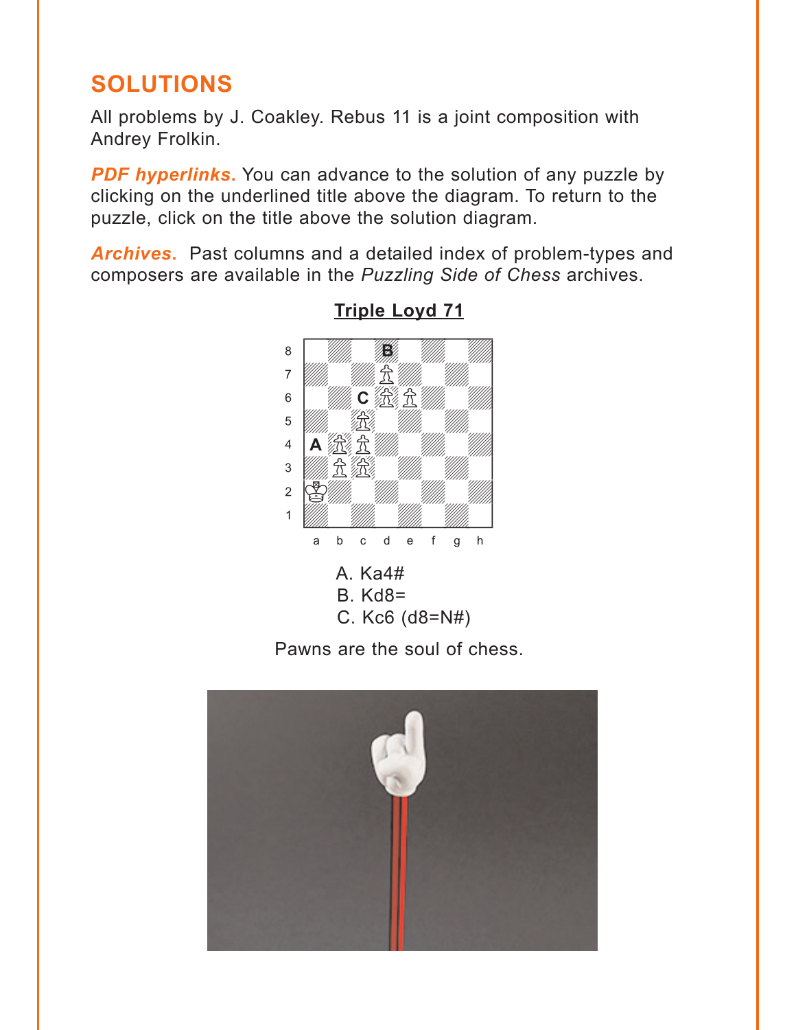## SOLUTIONS

All problems by J. Coakley. Rebus 11 is a joint composition with Andrey Frolkin.

***PDF hyperlinks.*** You can advance to the solution of any puzzle by clicking on the underlined title above the diagram. To return to the puzzle, click on the title above the solution diagram.

***Archives.*** Past columns and a detailed index of problem-types and composers are available in the *Puzzling Side of Chess* archives.

**Triple Loyd 71**

A. Ka4#
B. Kd8=
C. Kc6 (d8=N#)

Pawns are the soul of chess.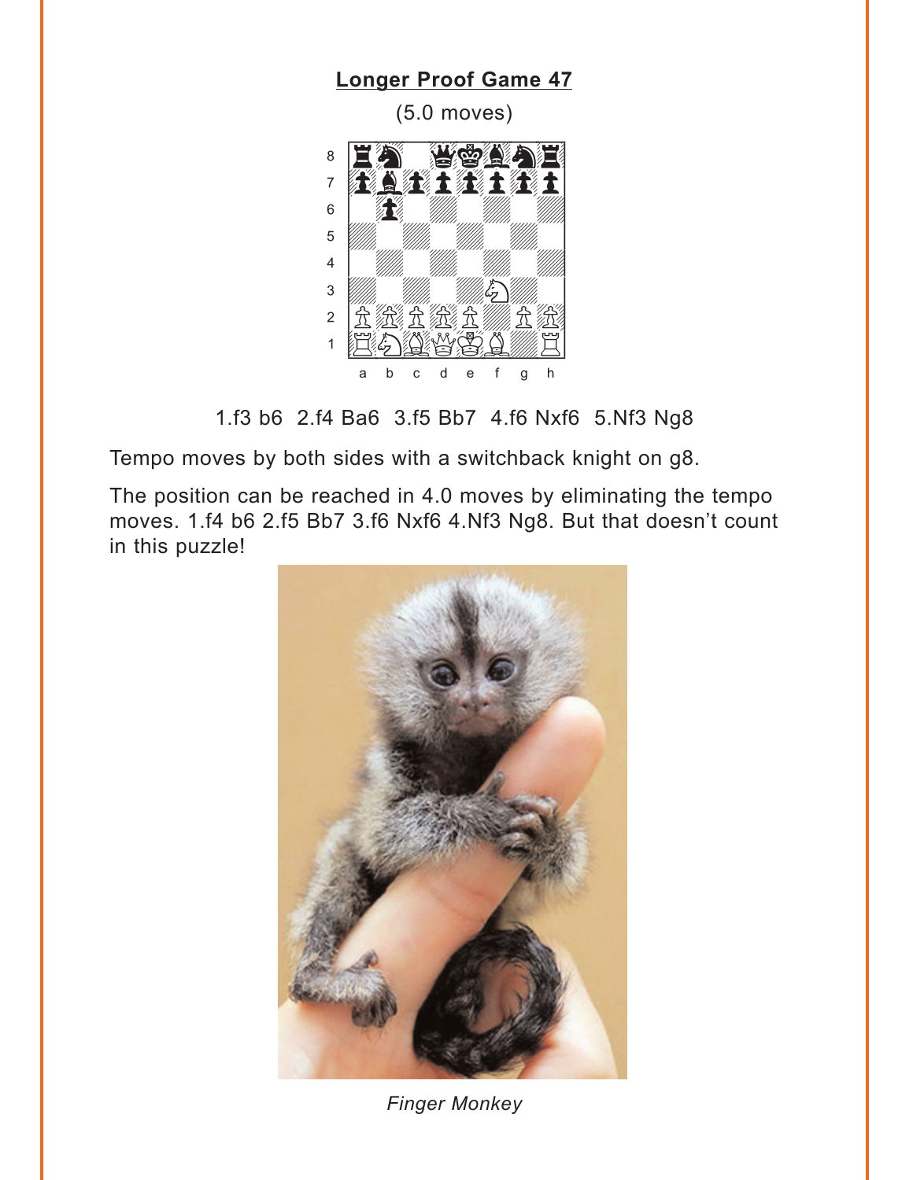## Longer Proof Game 47

(5.0 moves)

1.f3 b6 2.f4 Ba6 3.f5 Bb7 4.f6 Nxf6 5.Nf3 Ng8

Tempo moves by both sides with a switchback knight on g8.

The position can be reached in 4.0 moves by eliminating the tempo moves. 1.f4 b6 2.f5 Bb7 3.f6 Nxf6 4.Nf3 Ng8. But that doesn't count in this puzzle!

*Finger Monkey*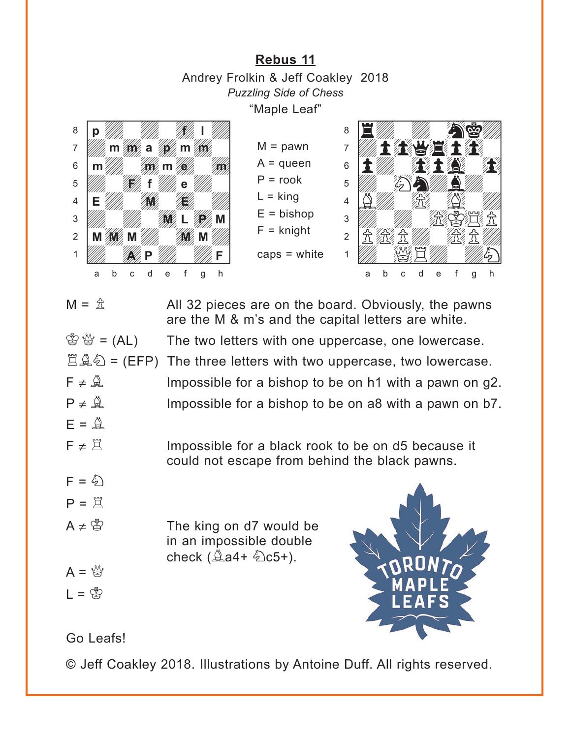## Rebus 11

Andrey Frolkin & Jeff Coakley 2018

*Puzzling Side of Chess*

"Maple Leaf"

| | a | b | c | d | e | f | g | h |
|---|---|---|---|---|---|---|---|---|
| 8 | p | | | | | f | l | |
| 7 | | m | m | a | p | m | m | |
| 6 | m | | | m | m | e | | m |
| 5 | | | F | f | | e | | |
| 4 | E | | | M | | E | | |
| 3 | | | | | M | L | P | M |
| 2 | M | M | M | | | M | M | |
| 1 | | | A | P | | | | F |

M = pawn
A = queen
P = rook
L = king
E = bishop
F = knight

caps = white

| | Explanation |
|---|---|
| M = ♙ | All 32 pieces are on the board. Obviously, the pawns are the M & m's and the capital letters are white. |
| ♔♕ = (AL) | The two letters with one uppercase, one lowercase. |
| ♖♗♘ = (EFP) | The three letters with two uppercase, two lowercase. |
| F ≠ ♗ | Impossible for a bishop to be on h1 with a pawn on g2. |
| P ≠ ♗ | Impossible for a bishop to be on a8 with a pawn on b7. |
| E = ♗ | |
| F ≠ ♖ | Impossible for a black rook to be on d5 because it could not escape from behind the black pawns. |
| F = ♘ | |
| P = ♖ | |
| A ≠ ♔ | The king on d7 would be in an impossible double check (♗a4+ ♘c5+). |
| A = ♕ | |
| L = ♔ | |

Go Leafs!

© Jeff Coakley 2018. Illustrations by Antoine Duff. All rights reserved.